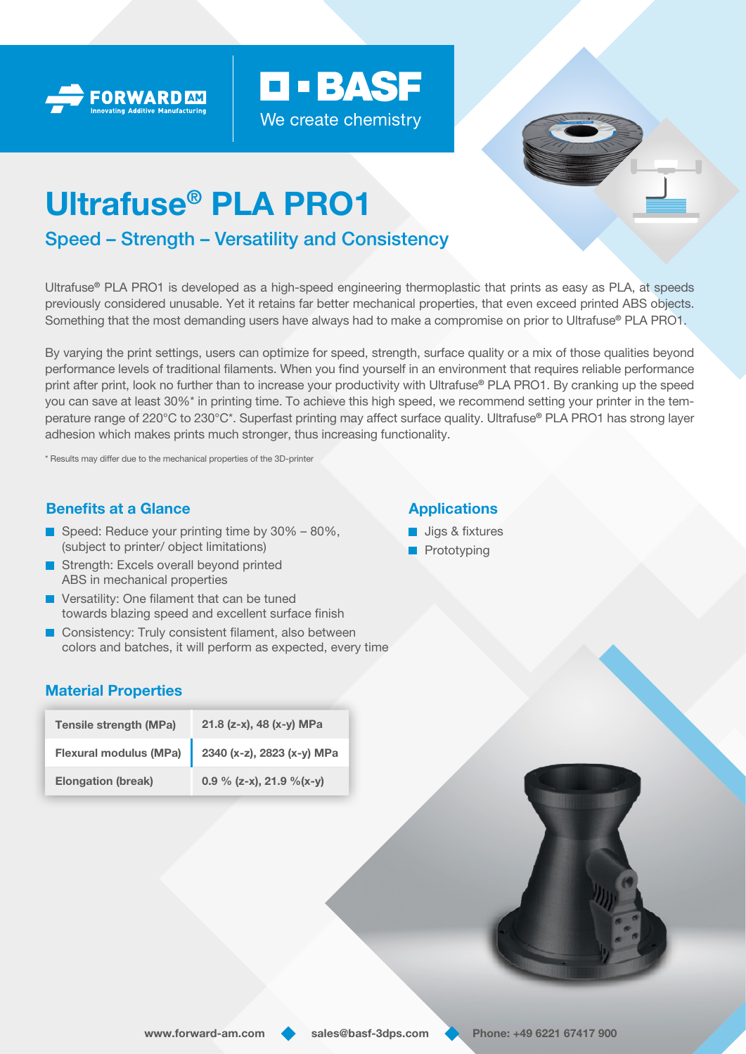FORWARD AM
Innovating Additive Manufacturing

BASF
We create chemistry

# Ultrafuse® PLA PRO1

## Speed – Strength – Versatility and Consistency

Ultrafuse® PLA PRO1 is developed as a high-speed engineering thermoplastic that prints as easy as PLA, at speeds previously considered unusable. Yet it retains far better mechanical properties, that even exceed printed ABS objects. Something that the most demanding users have always had to make a compromise on prior to Ultrafuse® PLA PRO1.

By varying the print settings, users can optimize for speed, strength, surface quality or a mix of those qualities beyond performance levels of traditional filaments. When you find yourself in an environment that requires reliable performance print after print, look no further than to increase your productivity with Ultrafuse® PLA PRO1. By cranking up the speed you can save at least 30%* in printing time. To achieve this high speed, we recommend setting your printer in the temperature range of 220°C to 230°C*. Superfast printing may affect surface quality. Ultrafuse® PLA PRO1 has strong layer adhesion which makes prints much stronger, thus increasing functionality.

* Results may differ due to the mechanical properties of the 3D-printer

### Benefits at a Glance

- Speed: Reduce your printing time by 30% – 80%, (subject to printer/ object limitations)
- Strength: Excels overall beyond printed ABS in mechanical properties
- Versatility: One filament that can be tuned towards blazing speed and excellent surface finish
- Consistency: Truly consistent filament, also between colors and batches, it will perform as expected, every time

### Applications

- Jigs & fixtures
- Prototyping

### Material Properties

| | |
|---|---|
| Tensile strength (MPa) | 21.8 (z-x), 48 (x-y) MPa |
| Flexural modulus (MPa) | 2340 (x-z), 2823 (x-y) MPa |
| Elongation (break) | 0.9 % (z-x), 21.9 %(x-y) |

www.forward-am.com | sales@basf-3dps.com | Phone: +49 6221 67417 900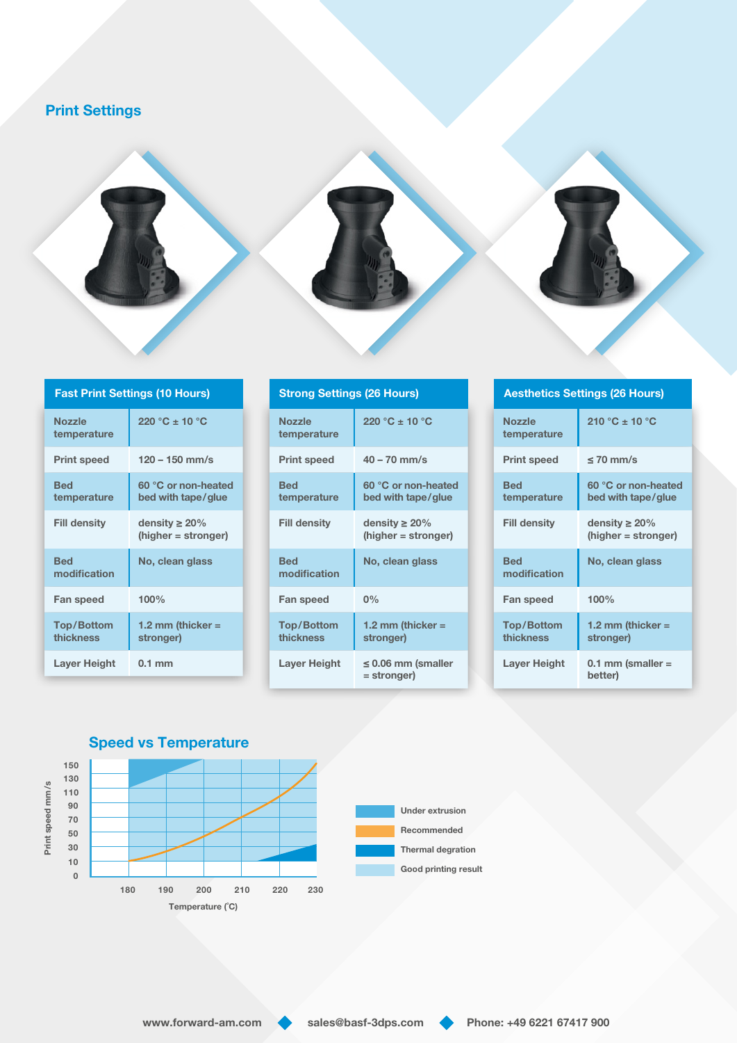## Print Settings

| Fast Print Settings (10 Hours) | |
|---|---|
| Nozzle temperature | 220 °C ± 10 °C |
| Print speed | 120 – 150 mm/s |
| Bed temperature | 60 °C or non-heated bed with tape/glue |
| Fill density | density ≥ 20% (higher = stronger) |
| Bed modification | No, clean glass |
| Fan speed | 100% |
| Top/Bottom thickness | 1.2 mm (thicker = stronger) |
| Layer Height | 0.1 mm |

| Strong Settings (26 Hours) | |
|---|---|
| Nozzle temperature | 220 °C ± 10 °C |
| Print speed | 40 – 70 mm/s |
| Bed temperature | 60 °C or non-heated bed with tape/glue |
| Fill density | density ≥ 20% (higher = stronger) |
| Bed modification | No, clean glass |
| Fan speed | 0% |
| Top/Bottom thickness | 1.2 mm (thicker = stronger) |
| Layer Height | ≤ 0.06 mm (smaller = stronger) |

| Aesthetics Settings (26 Hours) | |
|---|---|
| Nozzle temperature | 210 °C ± 10 °C |
| Print speed | ≤ 70 mm/s |
| Bed temperature | 60 °C or non-heated bed with tape/glue |
| Fill density | density ≥ 20% (higher = stronger) |
| Bed modification | No, clean glass |
| Fan speed | 100% |
| Top/Bottom thickness | 1.2 mm (thicker = stronger) |
| Layer Height | 0.1 mm (smaller = better) |

## Speed vs Temperature

Print speed mm/s

150
130
110
90
70
50
30
10
0

180
190
200
210
220
230

Temperature (˚C)

Under extrusion
Recommended
Thermal degration
Good printing result

www.forward-am.com ◆ sales@basf-3dps.com ◆ Phone: +49 6221 67417 900